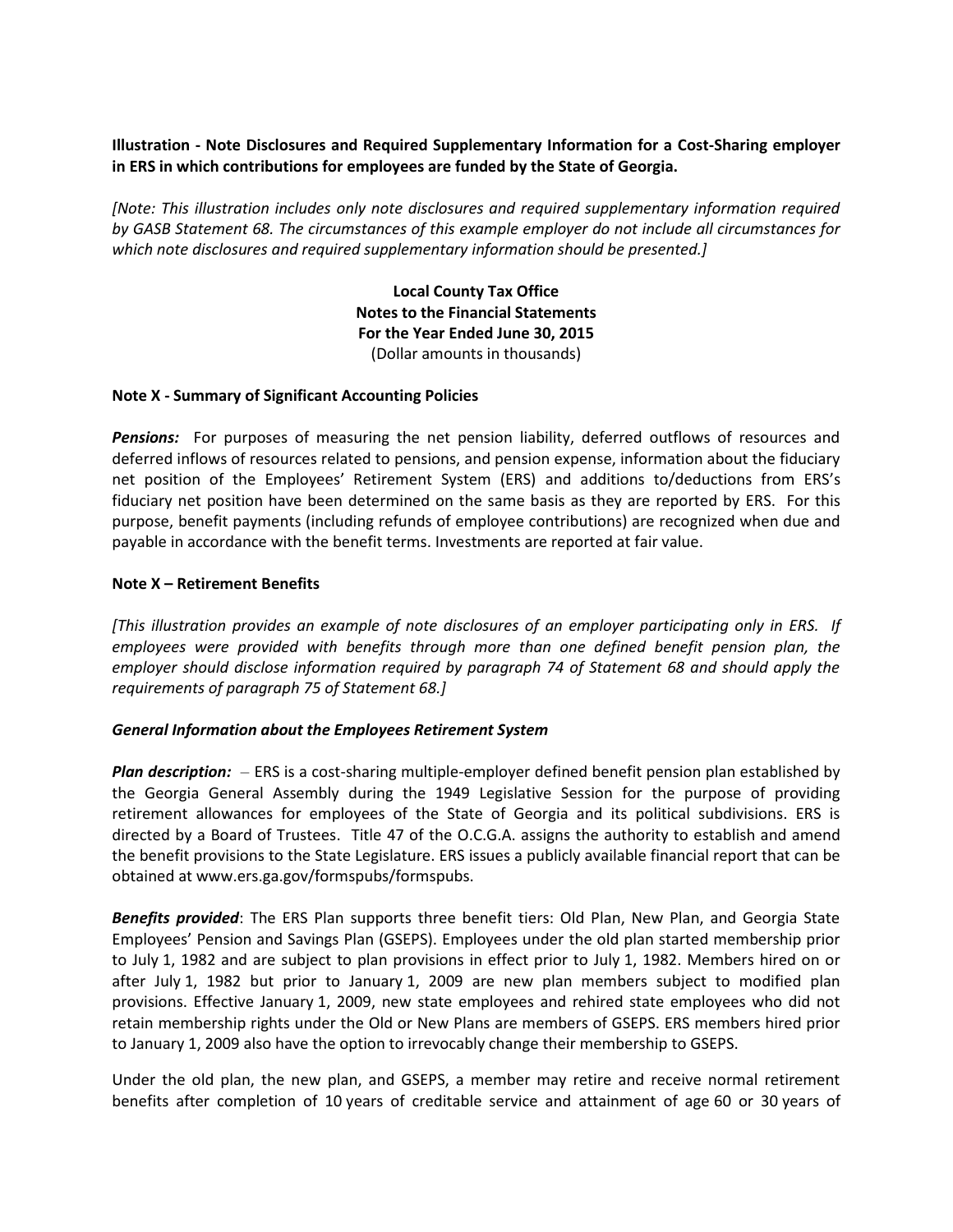**Illustration - Note Disclosures and Required Supplementary Information for a Cost-Sharing employer in ERS in which contributions for employees are funded by the State of Georgia.**

*[Note: This illustration includes only note disclosures and required supplementary information required by GASB Statement 68. The circumstances of this example employer do not include all circumstances for which note disclosures and required supplementary information should be presented.]*

**Local County Tax Office**
**Notes to the Financial Statements**
**For the Year Ended June 30, 2015**
(Dollar amounts in thousands)

**Note X - Summary of Significant Accounting Policies**

***Pensions:*** For purposes of measuring the net pension liability, deferred outflows of resources and deferred inflows of resources related to pensions, and pension expense, information about the fiduciary net position of the Employees' Retirement System (ERS) and additions to/deductions from ERS's fiduciary net position have been determined on the same basis as they are reported by ERS. For this purpose, benefit payments (including refunds of employee contributions) are recognized when due and payable in accordance with the benefit terms. Investments are reported at fair value.

**Note X – Retirement Benefits**

*[This illustration provides an example of note disclosures of an employer participating only in ERS. If employees were provided with benefits through more than one defined benefit pension plan, the employer should disclose information required by paragraph 74 of Statement 68 and should apply the requirements of paragraph 75 of Statement 68.]*

***General Information about the Employees Retirement System***

***Plan description:*** – ERS is a cost-sharing multiple-employer defined benefit pension plan established by the Georgia General Assembly during the 1949 Legislative Session for the purpose of providing retirement allowances for employees of the State of Georgia and its political subdivisions. ERS is directed by a Board of Trustees. Title 47 of the O.C.G.A. assigns the authority to establish and amend the benefit provisions to the State Legislature. ERS issues a publicly available financial report that can be obtained at www.ers.ga.gov/formspubs/formspubs.

***Benefits provided***: The ERS Plan supports three benefit tiers: Old Plan, New Plan, and Georgia State Employees' Pension and Savings Plan (GSEPS). Employees under the old plan started membership prior to July 1, 1982 and are subject to plan provisions in effect prior to July 1, 1982. Members hired on or after July 1, 1982 but prior to January 1, 2009 are new plan members subject to modified plan provisions. Effective January 1, 2009, new state employees and rehired state employees who did not retain membership rights under the Old or New Plans are members of GSEPS. ERS members hired prior to January 1, 2009 also have the option to irrevocably change their membership to GSEPS.

Under the old plan, the new plan, and GSEPS, a member may retire and receive normal retirement benefits after completion of 10 years of creditable service and attainment of age 60 or 30 years of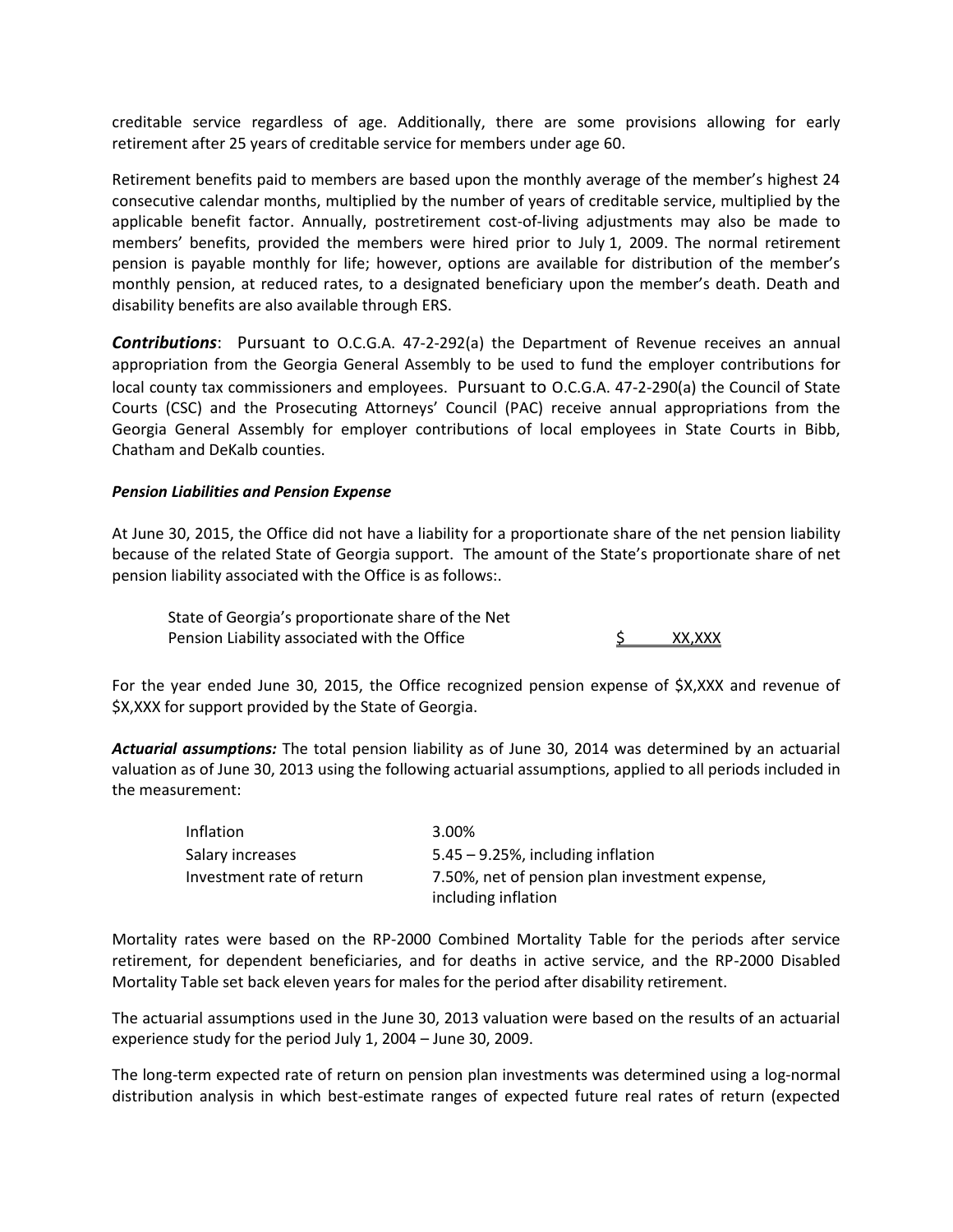creditable service regardless of age. Additionally, there are some provisions allowing for early retirement after 25 years of creditable service for members under age 60.

Retirement benefits paid to members are based upon the monthly average of the member's highest 24 consecutive calendar months, multiplied by the number of years of creditable service, multiplied by the applicable benefit factor. Annually, postretirement cost-of-living adjustments may also be made to members' benefits, provided the members were hired prior to July 1, 2009. The normal retirement pension is payable monthly for life; however, options are available for distribution of the member's monthly pension, at reduced rates, to a designated beneficiary upon the member's death. Death and disability benefits are also available through ERS.

***Contributions***: Pursuant to O.C.G.A. 47-2-292(a) the Department of Revenue receives an annual appropriation from the Georgia General Assembly to be used to fund the employer contributions for local county tax commissioners and employees. Pursuant to O.C.G.A. 47-2-290(a) the Council of State Courts (CSC) and the Prosecuting Attorneys' Council (PAC) receive annual appropriations from the Georgia General Assembly for employer contributions of local employees in State Courts in Bibb, Chatham and DeKalb counties.

***Pension Liabilities and Pension Expense***

At June 30, 2015, the Office did not have a liability for a proportionate share of the net pension liability because of the related State of Georgia support. The amount of the State's proportionate share of net pension liability associated with the Office is as follows:.

| | |
|---|---|
| State of Georgia's proportionate share of the Net Pension Liability associated with the Office | $ XX,XXX |

For the year ended June 30, 2015, the Office recognized pension expense of $X,XXX and revenue of $X,XXX for support provided by the State of Georgia.

***Actuarial assumptions:*** The total pension liability as of June 30, 2014 was determined by an actuarial valuation as of June 30, 2013 using the following actuarial assumptions, applied to all periods included in the measurement:

| | |
|---|---|
| Inflation | 3.00% |
| Salary increases | 5.45 – 9.25%, including inflation |
| Investment rate of return | 7.50%, net of pension plan investment expense, including inflation |

Mortality rates were based on the RP-2000 Combined Mortality Table for the periods after service retirement, for dependent beneficiaries, and for deaths in active service, and the RP-2000 Disabled Mortality Table set back eleven years for males for the period after disability retirement.

The actuarial assumptions used in the June 30, 2013 valuation were based on the results of an actuarial experience study for the period July 1, 2004 – June 30, 2009.

The long-term expected rate of return on pension plan investments was determined using a log-normal distribution analysis in which best-estimate ranges of expected future real rates of return (expected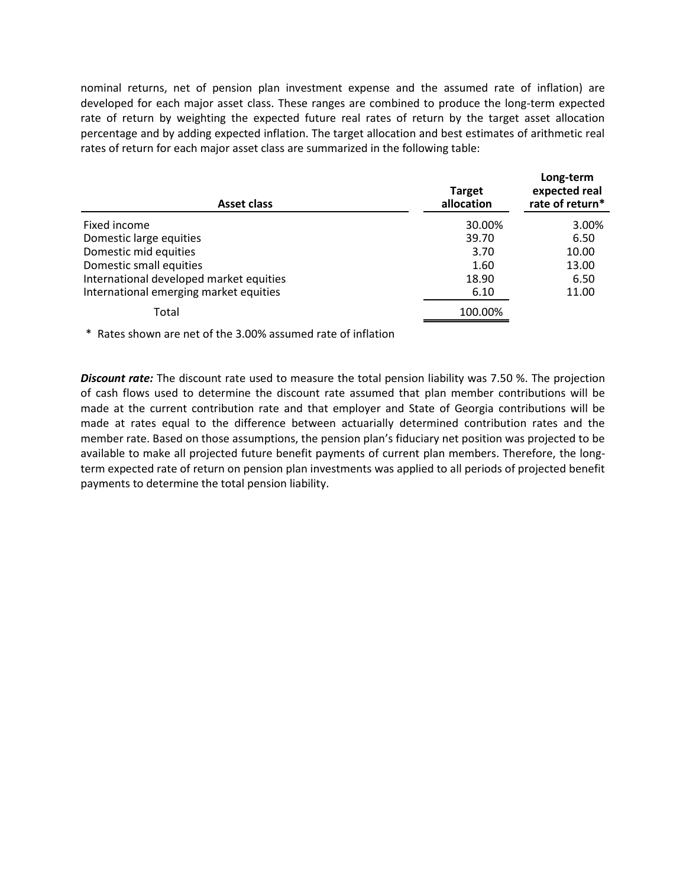nominal returns, net of pension plan investment expense and the assumed rate of inflation) are developed for each major asset class. These ranges are combined to produce the long-term expected rate of return by weighting the expected future real rates of return by the target asset allocation percentage and by adding expected inflation. The target allocation and best estimates of arithmetic real rates of return for each major asset class are summarized in the following table:

| Asset class | Target allocation | Long-term expected real rate of return* |
|---|---|---|
| Fixed income | 30.00% | 3.00% |
| Domestic large equities | 39.70 | 6.50 |
| Domestic mid equities | 3.70 | 10.00 |
| Domestic small equities | 1.60 | 13.00 |
| International developed market equities | 18.90 | 6.50 |
| International emerging market equities | 6.10 | 11.00 |
| Total | 100.00% | |

\* Rates shown are net of the 3.00% assumed rate of inflation

***Discount rate:*** The discount rate used to measure the total pension liability was 7.50 %. The projection of cash flows used to determine the discount rate assumed that plan member contributions will be made at the current contribution rate and that employer and State of Georgia contributions will be made at rates equal to the difference between actuarially determined contribution rates and the member rate. Based on those assumptions, the pension plan's fiduciary net position was projected to be available to make all projected future benefit payments of current plan members. Therefore, the long-term expected rate of return on pension plan investments was applied to all periods of projected benefit payments to determine the total pension liability.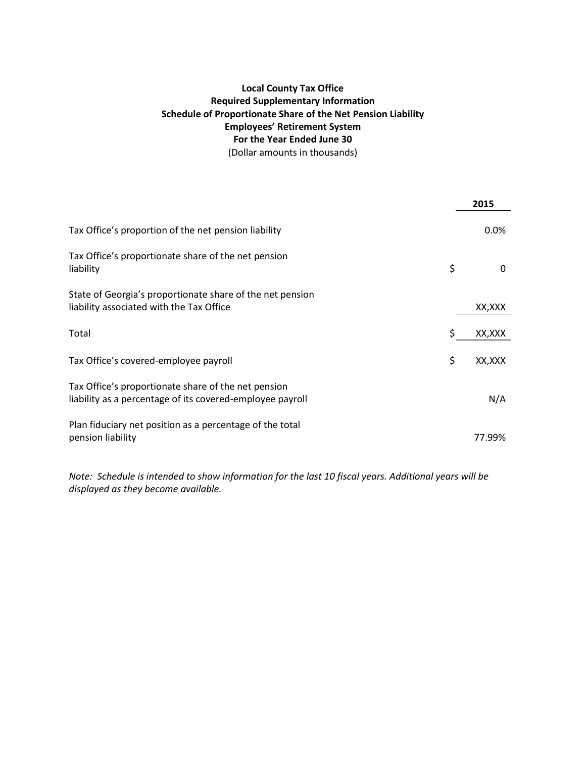**Local County Tax Office**
**Required Supplementary Information**
**Schedule of Proportionate Share of the Net Pension Liability**
**Employees' Retirement System**
**For the Year Ended June 30**
(Dollar amounts in thousands)

| | 2015 |
|---|---|
| Tax Office's proportion of the net pension liability | 0.0% |
| Tax Office's proportionate share of the net pension liability | $ 0 |
| State of Georgia's proportionate share of the net pension liability associated with the Tax Office | XX,XXX |
| Total | $ XX,XXX |
| Tax Office's covered-employee payroll | $ XX,XXX |
| Tax Office's proportionate share of the net pension liability as a percentage of its covered-employee payroll | N/A |
| Plan fiduciary net position as a percentage of the total pension liability | 77.99% |

*Note: Schedule is intended to show information for the last 10 fiscal years. Additional years will be displayed as they become available.*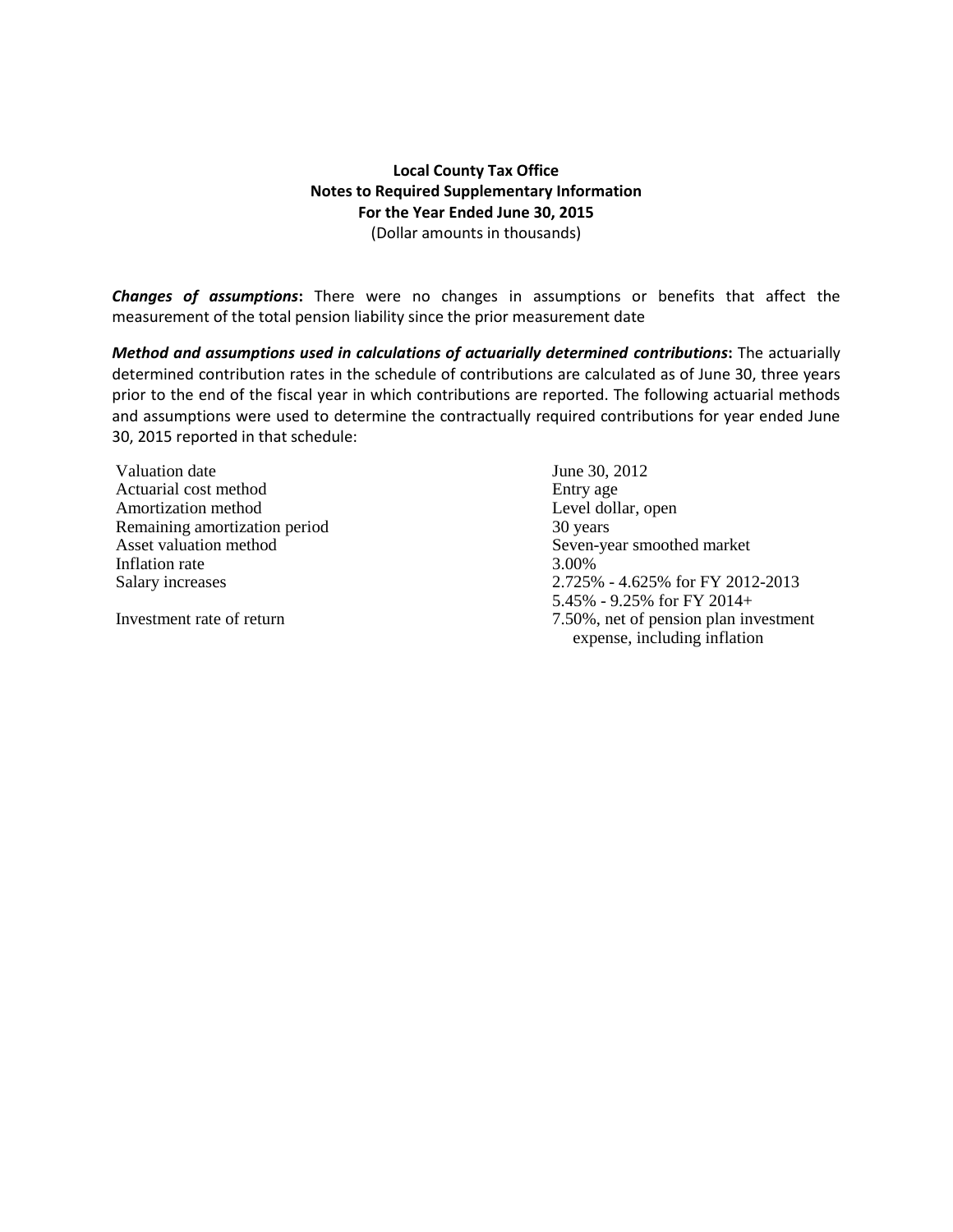**Local County Tax Office**
**Notes to Required Supplementary Information**
**For the Year Ended June 30, 2015**
(Dollar amounts in thousands)

***Changes of assumptions*:** There were no changes in assumptions or benefits that affect the measurement of the total pension liability since the prior measurement date

***Method and assumptions used in calculations of actuarially determined contributions*:** The actuarially determined contribution rates in the schedule of contributions are calculated as of June 30, three years prior to the end of the fiscal year in which contributions are reported. The following actuarial methods and assumptions were used to determine the contractually required contributions for year ended June 30, 2015 reported in that schedule:

| | |
|---|---|
| Valuation date | June 30, 2012 |
| Actuarial cost method | Entry age |
| Amortization method | Level dollar, open |
| Remaining amortization period | 30 years |
| Asset valuation method | Seven-year smoothed market |
| Inflation rate | 3.00% |
| Salary increases | 2.725% - 4.625% for FY 2012-2013<br>5.45% - 9.25% for FY 2014+ |
| Investment rate of return | 7.50%, net of pension plan investment expense, including inflation |